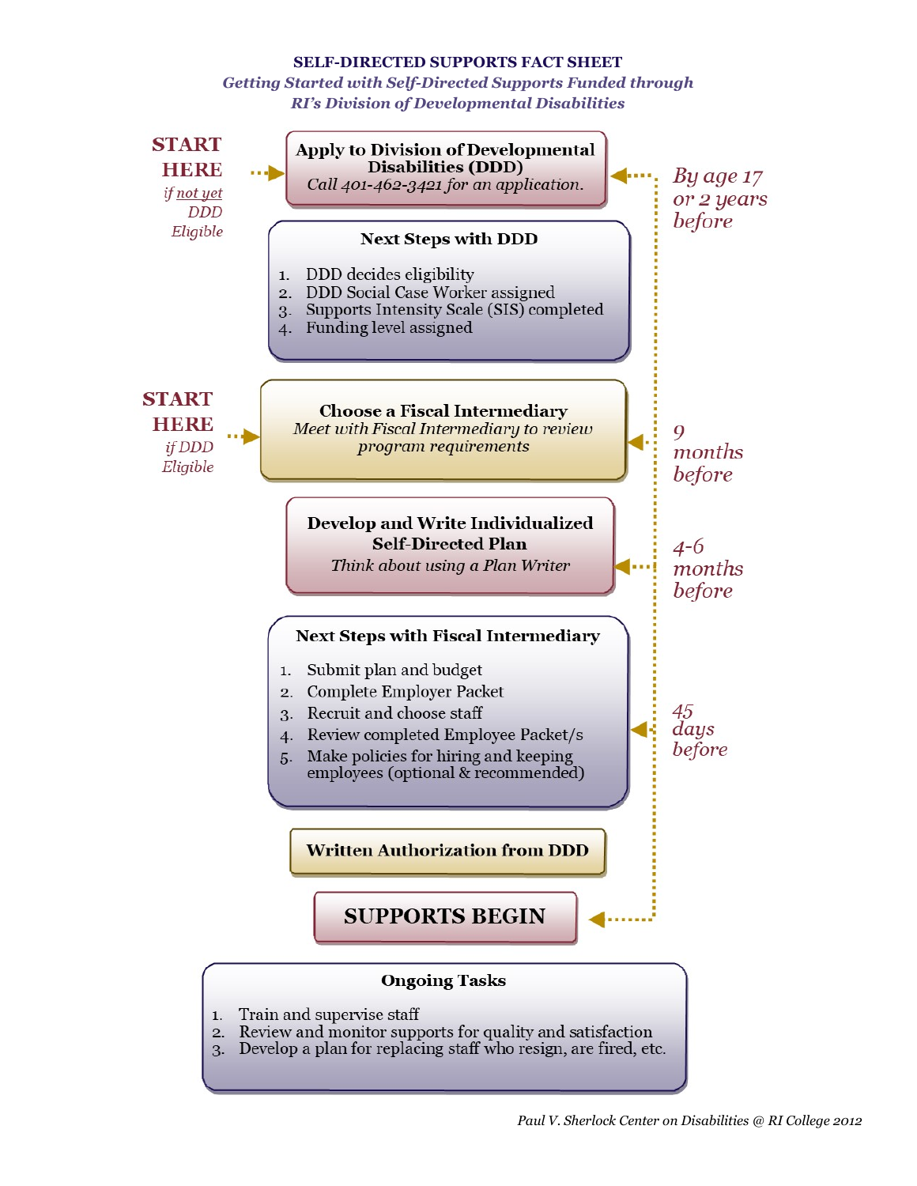# SELF-DIRECTED SUPPORTS FACT SHEET

*Getting Started with Self-Directed Supports Funded through RI's Division of Developmental Disabilities*

**START HERE** *if not yet DDD Eligible*

**Apply to Division of Developmental Disabilities (DDD)**
*Call 401-462-3421 for an application.*

*By age 17 or 2 years before*

**Next Steps with DDD**

1. DDD decides eligibility
2. DDD Social Case Worker assigned
3. Supports Intensity Scale (SIS) completed
4. Funding level assigned

**START HERE** *if DDD Eligible*

**Choose a Fiscal Intermediary**
*Meet with Fiscal Intermediary to review program requirements*

*9 months before*

**Develop and Write Individualized Self-Directed Plan**
*Think about using a Plan Writer*

*4-6 months before*

**Next Steps with Fiscal Intermediary**

1. Submit plan and budget
2. Complete Employer Packet
3. Recruit and choose staff
4. Review completed Employee Packet/s
5. Make policies for hiring and keeping employees (optional & recommended)

*45 days before*

**Written Authorization from DDD**

**SUPPORTS BEGIN**

**Ongoing Tasks**

1. Train and supervise staff
2. Review and monitor supports for quality and satisfaction
3. Develop a plan for replacing staff who resign, are fired, etc.

*Paul V. Sherlock Center on Disabilities @ RI College 2012*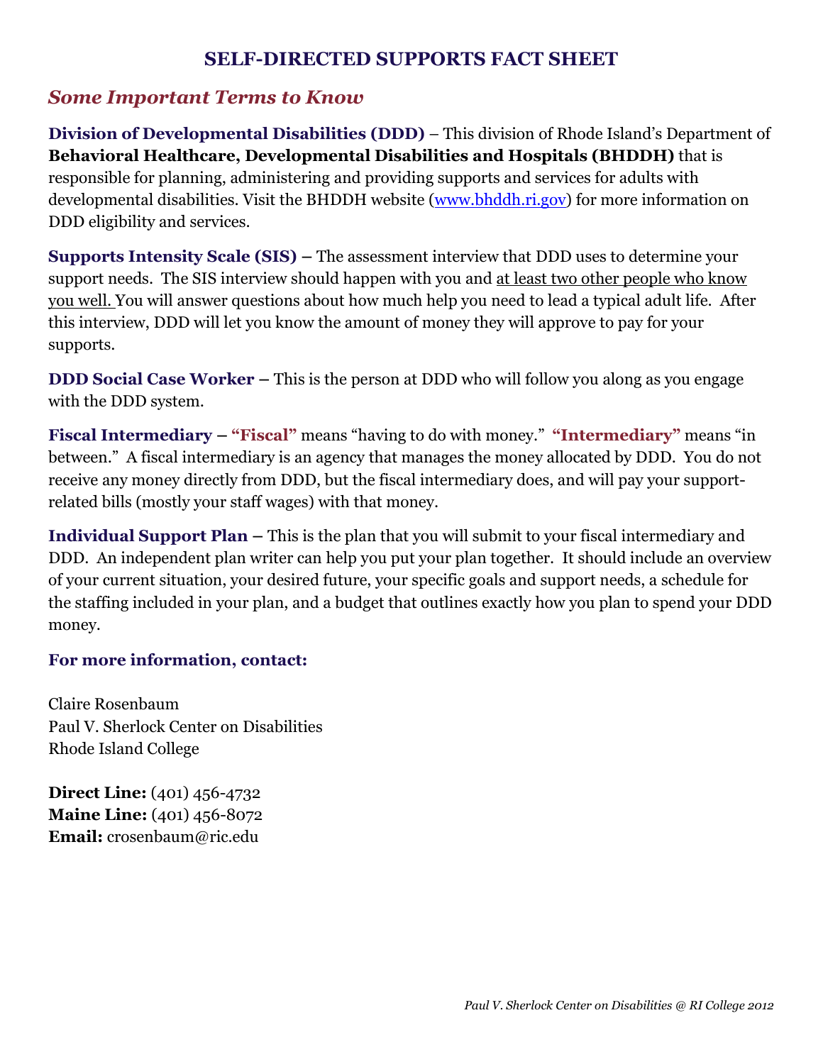## SELF-DIRECTED SUPPORTS FACT SHEET

### *Some Important Terms to Know*

**Division of Developmental Disabilities (DDD)** – This division of Rhode Island's Department of **Behavioral Healthcare, Developmental Disabilities and Hospitals (BHDDH)** that is responsible for planning, administering and providing supports and services for adults with developmental disabilities. Visit the BHDDH website (www.bhddh.ri.gov) for more information on DDD eligibility and services.

**Supports Intensity Scale (SIS) –** The assessment interview that DDD uses to determine your support needs. The SIS interview should happen with you and at least two other people who know you well. You will answer questions about how much help you need to lead a typical adult life. After this interview, DDD will let you know the amount of money they will approve to pay for your supports.

**DDD Social Case Worker –** This is the person at DDD who will follow you along as you engage with the DDD system.

**Fiscal Intermediary – "Fiscal"** means "having to do with money." **"Intermediary"** means "in between." A fiscal intermediary is an agency that manages the money allocated by DDD. You do not receive any money directly from DDD, but the fiscal intermediary does, and will pay your support-related bills (mostly your staff wages) with that money.

**Individual Support Plan –** This is the plan that you will submit to your fiscal intermediary and DDD. An independent plan writer can help you put your plan together. It should include an overview of your current situation, your desired future, your specific goals and support needs, a schedule for the staffing included in your plan, and a budget that outlines exactly how you plan to spend your DDD money.

**For more information, contact:**

Claire Rosenbaum
Paul V. Sherlock Center on Disabilities
Rhode Island College

**Direct Line:** (401) 456-4732
**Maine Line:** (401) 456-8072
**Email:** crosenbaum@ric.edu